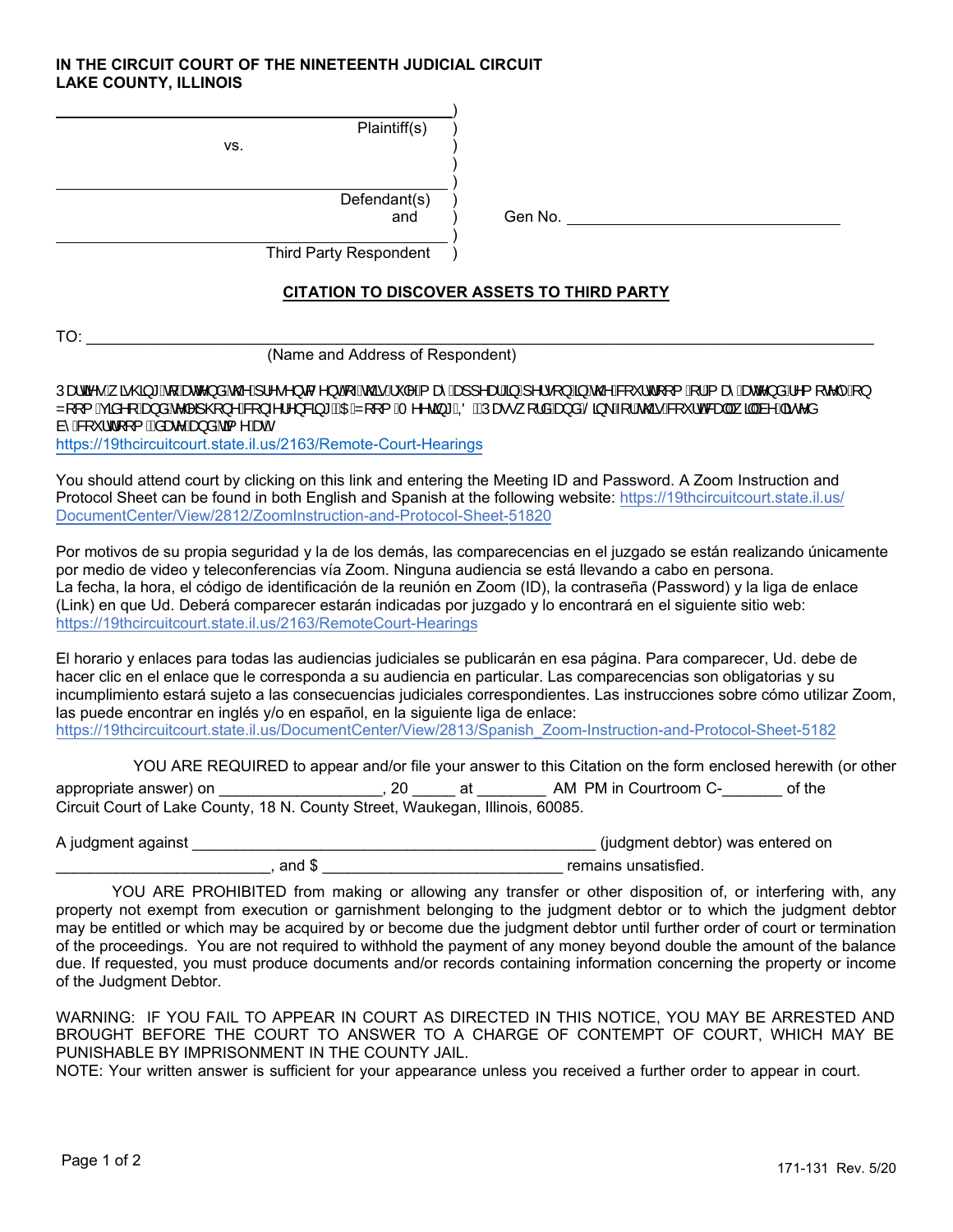**IN THE CIRCUIT COURT OF THE NINETEENTH JUDICIAL CIRCUIT**
**LAKE COUNTY, ILLINOIS**

| | | |
|---|---|---|
| ______________________________ Plaintiff(s) | ) | |
| vs. | ) | |
| ______________________________ Defendant(s) and | ) | Gen No. ______________________ |
| ______________________________ Third Party Respondent | ) | |

**CITATION TO DISCOVER ASSETS TO THIRD PARTY**

TO: ________________________________________________________________________________
(Name and Address of Respondent)

Parties wishing to attend the present entry of this rule may appear in person in the courtroom or may attend remotely on Zoom video and telephone conferencing. The Zoom Meeting ID, Password and Link for this court call will be listed by courtroom, date and time at:
https://19thcircuitcourt.state.il.us/2163/Remote-Court-Hearings

You should attend court by clicking on this link and entering the Meeting ID and Password. A Zoom Instruction and Protocol Sheet can be found in both English and Spanish at the following website: https://19thcircuitcourt.state.il.us/DocumentCenter/View/2812/ZoomInstruction-and-Protocol-Sheet-51820

Por motivos de su propia seguridad y la de los demás, las comparecencias en el juzgado se están realizando únicamente por medio de video y teleconferencias vía Zoom. Ninguna audiencia se está llevando a cabo en persona.
La fecha, la hora, el código de identificación de la reunión en Zoom (ID), la contraseña (Password) y la liga de enlace (Link) en que Ud. Deberá comparecer estarán indicadas por juzgado y lo encontrará en el siguiente sitio web:
https://19thcircuitcourt.state.il.us/2163/RemoteCourt-Hearings

El horario y enlaces para todas las audiencias judiciales se publicarán en esa página. Para comparecer, Ud. debe de hacer clic en el enlace que le corresponda a su audiencia en particular. Las comparecencias son obligatorias y su incumplimiento estará sujeto a las consecuencias judiciales correspondientes. Las instrucciones sobre cómo utilizar Zoom, las puede encontrar en inglés y/o en español, en la siguiente liga de enlace:
https://19thcircuitcourt.state.il.us/DocumentCenter/View/2813/Spanish_Zoom-Instruction-and-Protocol-Sheet-5182

YOU ARE REQUIRED to appear and/or file your answer to this Citation on the form enclosed herewith (or other appropriate answer) on __________________, 20 _____ at ________ AM PM in Courtroom C-_______ of the Circuit Court of Lake County, 18 N. County Street, Waukegan, Illinois, 60085.

A judgment against ________________________________________________ (judgment debtor) was entered on ________________________, and $ ____________________________ remains unsatisfied.

YOU ARE PROHIBITED from making or allowing any transfer or other disposition of, or interfering with, any property not exempt from execution or garnishment belonging to the judgment debtor or to which the judgment debtor may be entitled or which may be acquired by or become due the judgment debtor until further order of court or termination of the proceedings. You are not required to withhold the payment of any money beyond double the amount of the balance due. If requested, you must produce documents and/or records containing information concerning the property or income of the Judgment Debtor.

WARNING: IF YOU FAIL TO APPEAR IN COURT AS DIRECTED IN THIS NOTICE, YOU MAY BE ARRESTED AND BROUGHT BEFORE THE COURT TO ANSWER TO A CHARGE OF CONTEMPT OF COURT, WHICH MAY BE PUNISHABLE BY IMPRISONMENT IN THE COUNTY JAIL.
NOTE: Your written answer is sufficient for your appearance unless you received a further order to appear in court.

171-131 Rev. 5/20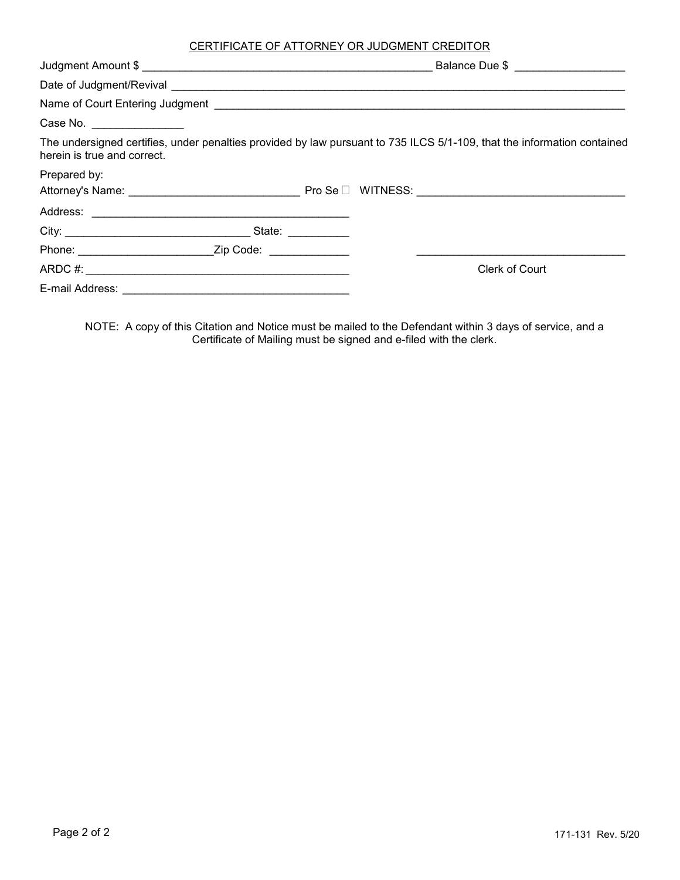## CERTIFICATE OF ATTORNEY OR JUDGMENT CREDITOR

Judgment Amount $ ______________________________________________ Balance Due $ _________________

Date of Judgment/Revival ______________________________________________________________________________

Name of Court Entering Judgment _____________________________________________________________________

Case No. _______________

The undersigned certifies, under penalties provided by law pursuant to 735 ILCS 5/1-109, that the information contained herein is true and correct.

Prepared by:

Attorney's Name: ___________________________ Pro Se ☐ WITNESS: _________________________________

Address: ___________________________________________

City: ______________________________ State: __________

Phone: ______________________Zip Code: _____________ _________________________________

ARDC #: ___________________________________________ Clerk of Court

E-mail Address: ____________________________________

NOTE: A copy of this Citation and Notice must be mailed to the Defendant within 3 days of service, and a Certificate of Mailing must be signed and e-filed with the clerk.

171-131 Rev. 5/20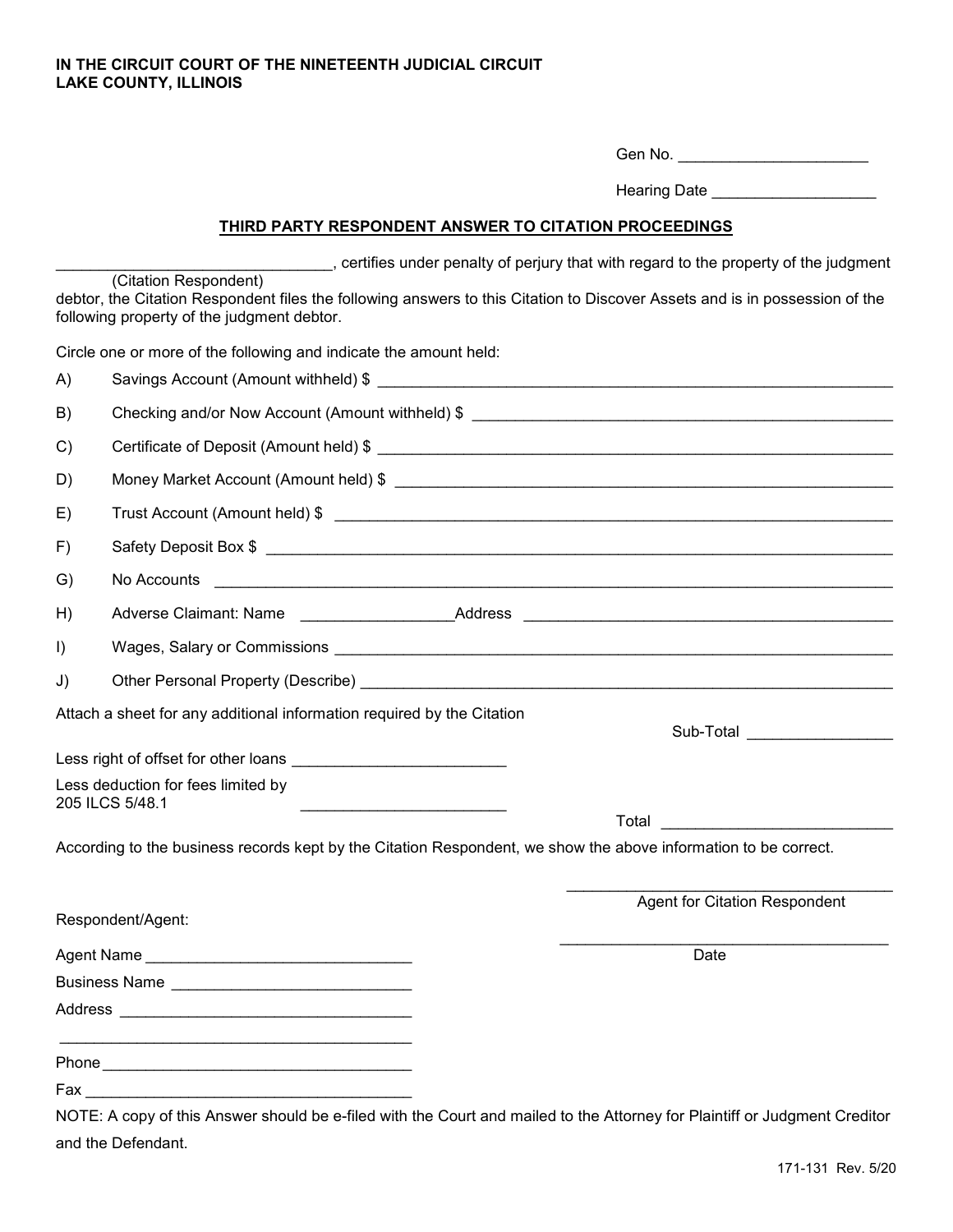**IN THE CIRCUIT COURT OF THE NINETEENTH JUDICIAL CIRCUIT**
**LAKE COUNTY, ILLINOIS**

Gen No. ______________________

Hearing Date ___________________

## THIRD PARTY RESPONDENT ANSWER TO CITATION PROCEEDINGS

________________________________, certifies under penalty of perjury that with regard to the property of the judgment
(Citation Respondent)
debtor, the Citation Respondent files the following answers to this Citation to Discover Assets and is in possession of the following property of the judgment debtor.

Circle one or more of the following and indicate the amount held:

A) Savings Account (Amount withheld) $ ____________________________________________

B) Checking and/or Now Account (Amount withheld) $ ________________________________

C) Certificate of Deposit (Amount held) $ ___________________________________________

D) Money Market Account (Amount held) $ __________________________________________

E) Trust Account (Amount held) $ _________________________________________________

F) Safety Deposit Box $ _________________________________________________________

G) No Accounts _______________________________________________________________

H) Adverse Claimant: Name __________________Address ____________________________

I) Wages, Salary or Commissions __________________________________________________

J) Other Personal Property (Describe) ______________________________________________

Attach a sheet for any additional information required by the Citation

Sub-Total _________________

Less right of offset for other loans ________________________

Less deduction for fees limited by 205 ILCS 5/48.1 ________________________

Total ___________________________

According to the business records kept by the Citation Respondent, we show the above information to be correct.

______________________________________
Agent for Citation Respondent

______________________________________
Date

Respondent/Agent:

Agent Name ______________________________

Business Name ____________________________

Address _________________________________

_________________________________________

Phone ___________________________________

Fax _____________________________________

NOTE: A copy of this Answer should be e-filed with the Court and mailed to the Attorney for Plaintiff or Judgment Creditor and the Defendant.

171-131 Rev. 5/20